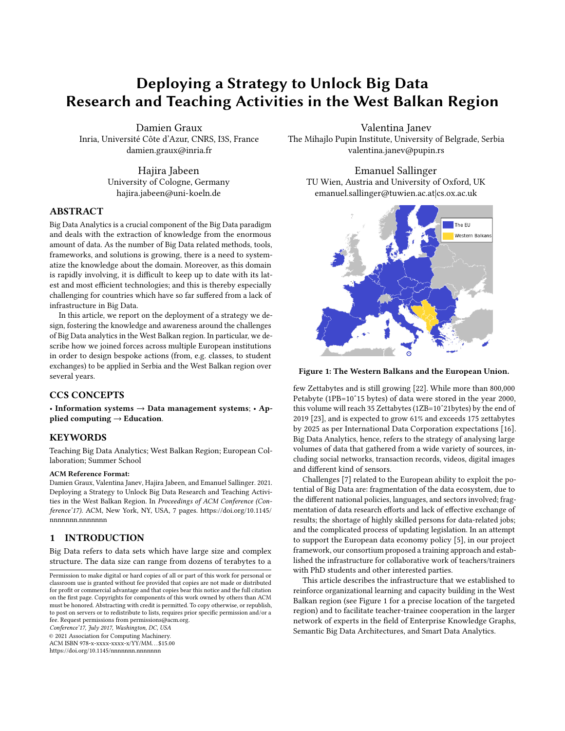# Deploying a Strategy to Unlock Big Data Research and Teaching Activities in the West Balkan Region

Damien Graux
Inria, Université Côte d'Azur, CNRS, I3S, France
damien.graux@inria.fr

Valentina Janev
The Mihajlo Pupin Institute, University of Belgrade, Serbia
valentina.janev@pupin.rs

Hajira Jabeen
University of Cologne, Germany
hajira.jabeen@uni-koeln.de

Emanuel Sallinger
TU Wien, Austria and University of Oxford, UK
emanuel.sallinger@tuwien.ac.at|cs.ox.ac.uk

## ABSTRACT

Big Data Analytics is a crucial component of the Big Data paradigm and deals with the extraction of knowledge from the enormous amount of data. As the number of Big Data related methods, tools, frameworks, and solutions is growing, there is a need to systematize the knowledge about the domain. Moreover, as this domain is rapidly involving, it is difficult to keep up to date with its latest and most efficient technologies; and this is thereby especially challenging for countries which have so far suffered from a lack of infrastructure in Big Data.

In this article, we report on the deployment of a strategy we design, fostering the knowledge and awareness around the challenges of Big Data analytics in the West Balkan region. In particular, we describe how we joined forces across multiple European institutions in order to design bespoke actions (from, e.g. classes, to student exchanges) to be applied in Serbia and the West Balkan region over several years.

## CCS CONCEPTS

• **Information systems** → **Data management systems**; • **Applied computing** → **Education**.

## KEYWORDS

Teaching Big Data Analytics; West Balkan Region; European Collaboration; Summer School

**ACM Reference Format:**
Damien Graux, Valentina Janev, Hajira Jabeen, and Emanuel Sallinger. 2021. Deploying a Strategy to Unlock Big Data Research and Teaching Activities in the West Balkan Region. In *Proceedings of ACM Conference (Conference'17)*. ACM, New York, NY, USA, 7 pages. https://doi.org/10.1145/nnnnnnn.nnnnnnn

## 1 INTRODUCTION

Big Data refers to data sets which have large size and complex structure. The data size can range from dozens of terabytes to a few Zettabytes and is still growing [22]. While more than 800,000 Petabyte (1PB=10ˆ15 bytes) of data were stored in the year 2000, this volume will reach 35 Zettabytes (1ZB=10ˆ21bytes) by the end of 2019 [23], and is expected to grow 61% and exceeds 175 zettabytes by 2025 as per International Data Corporation expectations [16]. Big Data Analytics, hence, refers to the strategy of analysing large volumes of data that gathered from a wide variety of sources, including social networks, transaction records, videos, digital images and different kind of sensors.

Challenges [7] related to the European ability to exploit the potential of Big Data are: fragmentation of the data ecosystem, due to the different national policies, languages, and sectors involved; fragmentation of data research efforts and lack of effective exchange of results; the shortage of highly skilled persons for data-related jobs; and the complicated process of updating legislation. In an attempt to support the European data economy policy [5], in our project framework, our consortium proposed a training approach and established the infrastructure for collaborative work of teachers/trainers with PhD students and other interested parties.

This article describes the infrastructure that we established to reinforce organizational learning and capacity building in the West Balkan region (see Figure 1 for a precise location of the targeted region) and to facilitate teacher-trainee cooperation in the larger network of experts in the field of Enterprise Knowledge Graphs, Semantic Big Data Architectures, and Smart Data Analytics.

The EU
Western Balkans

**Figure 1: The Western Balkans and the European Union.**

Permission to make digital or hard copies of all or part of this work for personal or classroom use is granted without fee provided that copies are not made or distributed for profit or commercial advantage and that copies bear this notice and the full citation on the first page. Copyrights for components of this work owned by others than ACM must be honored. Abstracting with credit is permitted. To copy otherwise, or republish, to post on servers or to redistribute to lists, requires prior specific permission and/or a fee. Request permissions from permissions@acm.org.
*Conference'17, July 2017, Washington, DC, USA*
© 2021 Association for Computing Machinery.
ACM ISBN 978-x-xxxx-xxxx-x/YY/MM...$15.00
https://doi.org/10.1145/nnnnnnn.nnnnnnn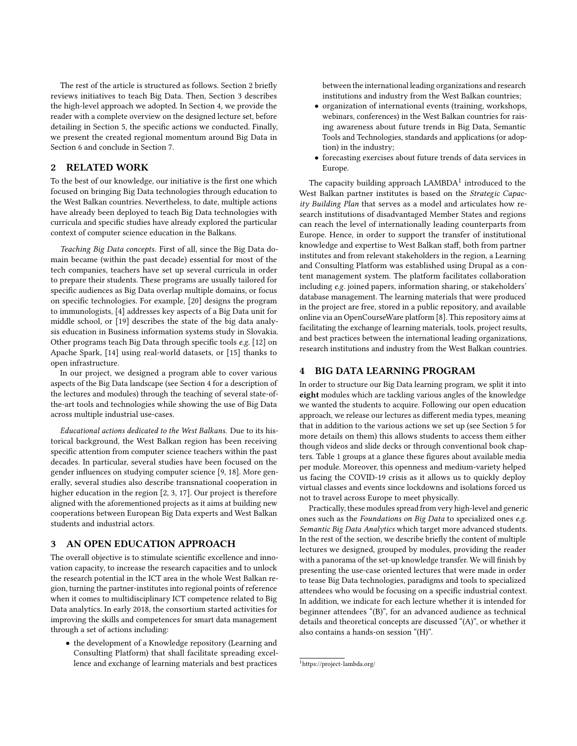The rest of the article is structured as follows. Section 2 briefly reviews initiatives to teach Big Data. Then, Section 3 describes the high-level approach we adopted. In Section 4, we provide the reader with a complete overview on the designed lecture set, before detailing in Section 5, the specific actions we conducted. Finally, we present the created regional momentum around Big Data in Section 6 and conclude in Section 7.

## 2 RELATED WORK

To the best of our knowledge, our initiative is the first one which focused on bringing Big Data technologies through education to the West Balkan countries. Nevertheless, to date, multiple actions have already been deployed to teach Big Data technologies with curricula and specific studies have already explored the particular context of computer science education in the Balkans.

*Teaching Big Data concepts.* First of all, since the Big Data domain became (within the past decade) essential for most of the tech companies, teachers have set up several curricula in order to prepare their students. These programs are usually tailored for specific audiences as Big Data overlap multiple domains, or focus on specific technologies. For example, [20] designs the program to immunologists, [4] addresses key aspects of a Big Data unit for middle school, or [19] describes the state of the big data analysis education in Business information systems study in Slovakia. Other programs teach Big Data through specific tools *e.g.* [12] on Apache Spark, [14] using real-world datasets, or [15] thanks to open infrastructure.

In our project, we designed a program able to cover various aspects of the Big Data landscape (see Section 4 for a description of the lectures and modules) through the teaching of several state-of-the-art tools and technologies while showing the use of Big Data across multiple industrial use-cases.

*Educational actions dedicated to the West Balkans.* Due to its historical background, the West Balkan region has been receiving specific attention from computer science teachers within the past decades. In particular, several studies have been focused on the gender influences on studying computer science [9, 18]. More generally, several studies also describe transnational cooperation in higher education in the region [2, 3, 17]. Our project is therefore aligned with the aforementioned projects as it aims at building new cooperations between European Big Data experts and West Balkan students and industrial actors.

## 3 AN OPEN EDUCATION APPROACH

The overall objective is to stimulate scientific excellence and innovation capacity, to increase the research capacities and to unlock the research potential in the ICT area in the whole West Balkan region, turning the partner-institutes into regional points of reference when it comes to multidisciplinary ICT competence related to Big Data analytics. In early 2018, the consortium started activities for improving the skills and competences for smart data management through a set of actions including:

- the development of a Knowledge repository (Learning and Consulting Platform) that shall facilitate spreading excellence and exchange of learning materials and best practices between the international leading organizations and research institutions and industry from the West Balkan countries;
- organization of international events (training, workshops, webinars, conferences) in the West Balkan countries for raising awareness about future trends in Big Data, Semantic Tools and Technologies, standards and applications (or adoption) in the industry;
- forecasting exercises about future trends of data services in Europe.

The capacity building approach LAMBDA[1] introduced to the West Balkan partner institutes is based on the *Strategic Capacity Building Plan* that serves as a model and articulates how research institutions of disadvantaged Member States and regions can reach the level of internationally leading counterparts from Europe. Hence, in order to support the transfer of institutional knowledge and expertise to West Balkan staff, both from partner institutes and from relevant stakeholders in the region, a Learning and Consulting Platform was established using Drupal as a content management system. The platform facilitates collaboration including *e.g.* joined papers, information sharing, or stakeholders' database management. The learning materials that were produced in the project are free, stored in a public repository, and available online via an OpenCourseWare platform [8]. This repository aims at facilitating the exchange of learning materials, tools, project results, and best practices between the international leading organizations, research institutions and industry from the West Balkan countries.

## 4 BIG DATA LEARNING PROGRAM

In order to structure our Big Data learning program, we split it into **eight** modules which are tackling various angles of the knowledge we wanted the students to acquire. Following our open education approach, we release our lectures as different media types, meaning that in addition to the various actions we set up (see Section 5 for more details on them) this allows students to access them either though videos and slide decks or through conventional book chapters. Table 1 groups at a glance these figures about available media per module. Moreover, this openness and medium-variety helped us facing the COVID-19 crisis as it allows us to quickly deploy virtual classes and events since lockdowns and isolations forced us not to travel across Europe to meet physically.

Practically, these modules spread from very high-level and generic ones such as the *Foundations on Big Data* to specialized ones *e.g.* *Semantic Big Data Analytics* which target more advanced students. In the rest of the section, we describe briefly the content of multiple lectures we designed, grouped by modules, providing the reader with a panorama of the set-up knowledge transfer. We will finish by presenting the use-case oriented lectures that were made in order to tease Big Data technologies, paradigms and tools to specialized attendees who would be focusing on a specific industrial context. In addition, we indicate for each lecture whether it is intended for beginner attendees "(B)", for an advanced audience as technical details and theoretical concepts are discussed "(A)", or whether it also contains a hands-on session "(H)".

[1] https://project-lambda.org/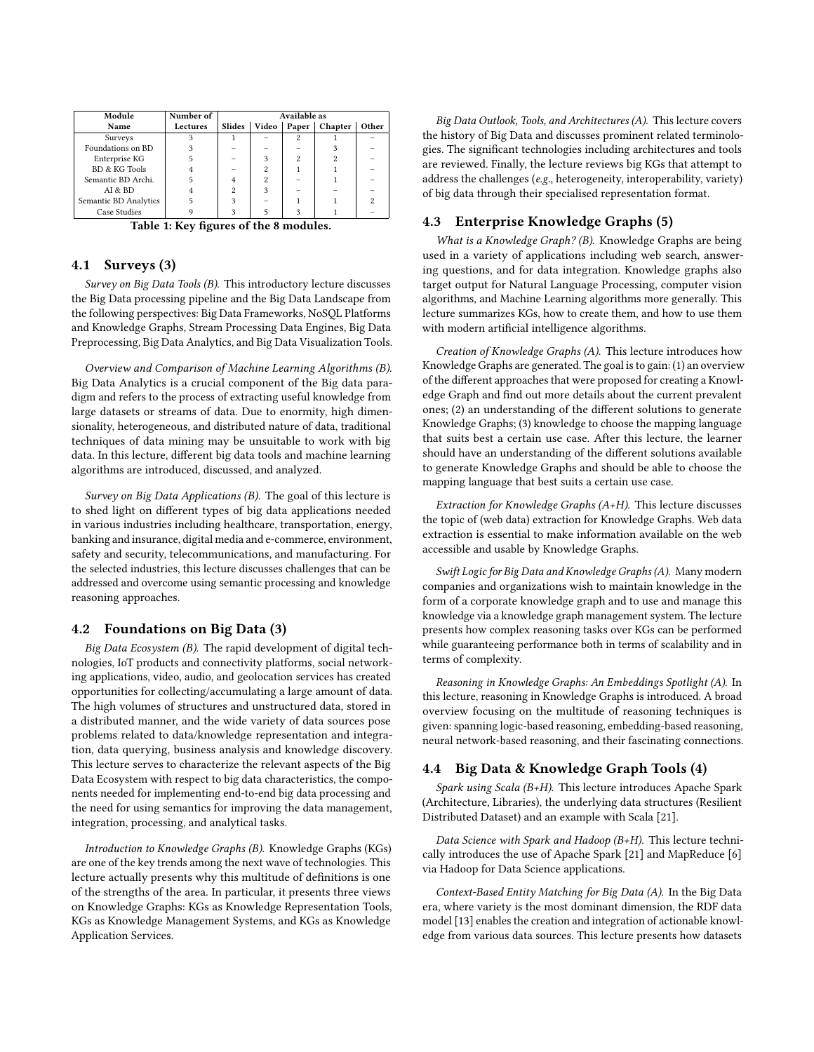| Module Name | Number of Lectures | Available as | | | | |
|---|---|---|---|---|---|---|
| | | Slides | Video | Paper | Chapter | Other |
| Surveys | 3 | 1 | – | 2 | 1 | – |
| Foundations on BD | 3 | – | – | – | 3 | – |
| Enterprise KG | 5 | – | 3 | 2 | 2 | – |
| BD & KG Tools | 4 | – | 2 | 1 | 1 | – |
| Semantic BD Archi. | 5 | 4 | 2 | – | 1 | – |
| AI & BD | 4 | 2 | 3 | – | – | – |
| Semantic BD Analytics | 5 | 3 | – | 1 | 1 | 2 |
| Case Studies | 9 | 3 | 5 | 3 | 1 | – |

**Table 1: Key figures of the 8 modules.**

## 4.1 Surveys (3)

*Survey on Big Data Tools (B).* This introductory lecture discusses the Big Data processing pipeline and the Big Data Landscape from the following perspectives: Big Data Frameworks, NoSQL Platforms and Knowledge Graphs, Stream Processing Data Engines, Big Data Preprocessing, Big Data Analytics, and Big Data Visualization Tools.

*Overview and Comparison of Machine Learning Algorithms (B).* Big Data Analytics is a crucial component of the Big data paradigm and refers to the process of extracting useful knowledge from large datasets or streams of data. Due to enormity, high dimensionality, heterogeneous, and distributed nature of data, traditional techniques of data mining may be unsuitable to work with big data. In this lecture, different big data tools and machine learning algorithms are introduced, discussed, and analyzed.

*Survey on Big Data Applications (B).* The goal of this lecture is to shed light on different types of big data applications needed in various industries including healthcare, transportation, energy, banking and insurance, digital media and e-commerce, environment, safety and security, telecommunications, and manufacturing. For the selected industries, this lecture discusses challenges that can be addressed and overcome using semantic processing and knowledge reasoning approaches.

## 4.2 Foundations on Big Data (3)

*Big Data Ecosystem (B).* The rapid development of digital technologies, IoT products and connectivity platforms, social networking applications, video, audio, and geolocation services has created opportunities for collecting/accumulating a large amount of data. The high volumes of structures and unstructured data, stored in a distributed manner, and the wide variety of data sources pose problems related to data/knowledge representation and integration, data querying, business analysis and knowledge discovery. This lecture serves to characterize the relevant aspects of the Big Data Ecosystem with respect to big data characteristics, the components needed for implementing end-to-end big data processing and the need for using semantics for improving the data management, integration, processing, and analytical tasks.

*Introduction to Knowledge Graphs (B).* Knowledge Graphs (KGs) are one of the key trends among the next wave of technologies. This lecture actually presents why this multitude of definitions is one of the strengths of the area. In particular, it presents three views on Knowledge Graphs: KGs as Knowledge Representation Tools, KGs as Knowledge Management Systems, and KGs as Knowledge Application Services.

*Big Data Outlook, Tools, and Architectures (A).* This lecture covers the history of Big Data and discusses prominent related terminologies. The significant technologies including architectures and tools are reviewed. Finally, the lecture reviews big KGs that attempt to address the challenges (*e.g.*, heterogeneity, interoperability, variety) of big data through their specialised representation format.

## 4.3 Enterprise Knowledge Graphs (5)

*What is a Knowledge Graph? (B).* Knowledge Graphs are being used in a variety of applications including web search, answering questions, and for data integration. Knowledge graphs also target output for Natural Language Processing, computer vision algorithms, and Machine Learning algorithms more generally. This lecture summarizes KGs, how to create them, and how to use them with modern artificial intelligence algorithms.

*Creation of Knowledge Graphs (A).* This lecture introduces how Knowledge Graphs are generated. The goal is to gain: (1) an overview of the different approaches that were proposed for creating a Knowledge Graph and find out more details about the current prevalent ones; (2) an understanding of the different solutions to generate Knowledge Graphs; (3) knowledge to choose the mapping language that suits best a certain use case. After this lecture, the learner should have an understanding of the different solutions available to generate Knowledge Graphs and should be able to choose the mapping language that best suits a certain use case.

*Extraction for Knowledge Graphs (A+H).* This lecture discusses the topic of (web data) extraction for Knowledge Graphs. Web data extraction is essential to make information available on the web accessible and usable by Knowledge Graphs.

*Swift Logic for Big Data and Knowledge Graphs (A).* Many modern companies and organizations wish to maintain knowledge in the form of a corporate knowledge graph and to use and manage this knowledge via a knowledge graph management system. The lecture presents how complex reasoning tasks over KGs can be performed while guaranteeing performance both in terms of scalability and in terms of complexity.

*Reasoning in Knowledge Graphs: An Embeddings Spotlight (A).* In this lecture, reasoning in Knowledge Graphs is introduced. A broad overview focusing on the multitude of reasoning techniques is given: spanning logic-based reasoning, embedding-based reasoning, neural network-based reasoning, and their fascinating connections.

## 4.4 Big Data & Knowledge Graph Tools (4)

*Spark using Scala (B+H).* This lecture introduces Apache Spark (Architecture, Libraries), the underlying data structures (Resilient Distributed Dataset) and an example with Scala [21].

*Data Science with Spark and Hadoop (B+H).* This lecture technically introduces the use of Apache Spark [21] and MapReduce [6] via Hadoop for Data Science applications.

*Context-Based Entity Matching for Big Data (A).* In the Big Data era, where variety is the most dominant dimension, the RDF data model [13] enables the creation and integration of actionable knowledge from various data sources. This lecture presents how datasets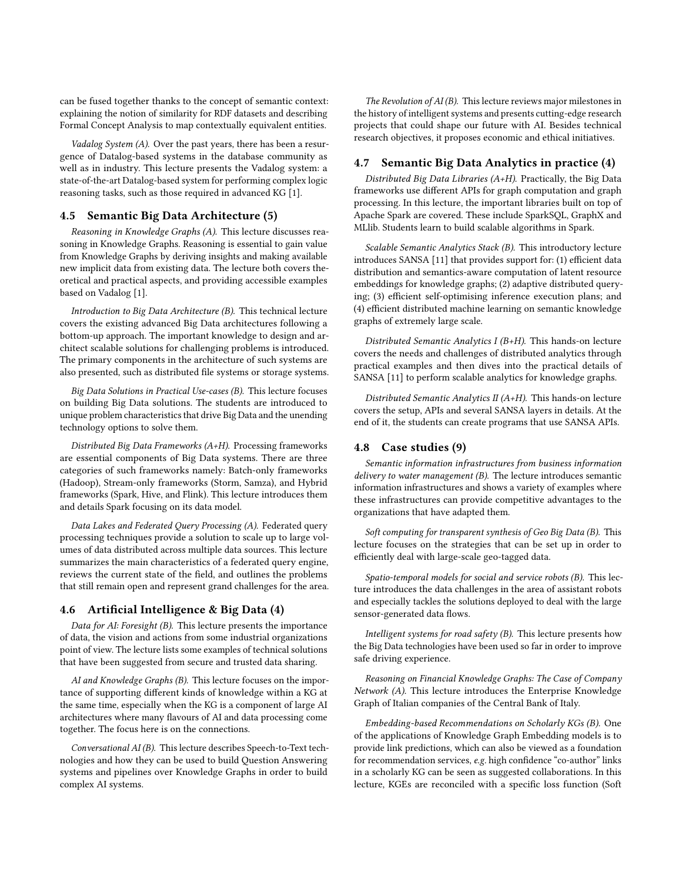can be fused together thanks to the concept of semantic context: explaining the notion of similarity for RDF datasets and describing Formal Concept Analysis to map contextually equivalent entities.

*Vadalog System (A).* Over the past years, there has been a resurgence of Datalog-based systems in the database community as well as in industry. This lecture presents the Vadalog system: a state-of-the-art Datalog-based system for performing complex logic reasoning tasks, such as those required in advanced KG [1].

### 4.5 Semantic Big Data Architecture (5)

*Reasoning in Knowledge Graphs (A).* This lecture discusses reasoning in Knowledge Graphs. Reasoning is essential to gain value from Knowledge Graphs by deriving insights and making available new implicit data from existing data. The lecture both covers theoretical and practical aspects, and providing accessible examples based on Vadalog [1].

*Introduction to Big Data Architecture (B).* This technical lecture covers the existing advanced Big Data architectures following a bottom-up approach. The important knowledge to design and architect scalable solutions for challenging problems is introduced. The primary components in the architecture of such systems are also presented, such as distributed file systems or storage systems.

*Big Data Solutions in Practical Use-cases (B).* This lecture focuses on building Big Data solutions. The students are introduced to unique problem characteristics that drive Big Data and the unending technology options to solve them.

*Distributed Big Data Frameworks (A+H).* Processing frameworks are essential components of Big Data systems. There are three categories of such frameworks namely: Batch-only frameworks (Hadoop), Stream-only frameworks (Storm, Samza), and Hybrid frameworks (Spark, Hive, and Flink). This lecture introduces them and details Spark focusing on its data model.

*Data Lakes and Federated Query Processing (A).* Federated query processing techniques provide a solution to scale up to large volumes of data distributed across multiple data sources. This lecture summarizes the main characteristics of a federated query engine, reviews the current state of the field, and outlines the problems that still remain open and represent grand challenges for the area.

### 4.6 Artificial Intelligence & Big Data (4)

*Data for AI: Foresight (B).* This lecture presents the importance of data, the vision and actions from some industrial organizations point of view. The lecture lists some examples of technical solutions that have been suggested from secure and trusted data sharing.

*AI and Knowledge Graphs (B).* This lecture focuses on the importance of supporting different kinds of knowledge within a KG at the same time, especially when the KG is a component of large AI architectures where many flavours of AI and data processing come together. The focus here is on the connections.

*Conversational AI (B).* This lecture describes Speech-to-Text technologies and how they can be used to build Question Answering systems and pipelines over Knowledge Graphs in order to build complex AI systems.

*The Revolution of AI (B).* This lecture reviews major milestones in the history of intelligent systems and presents cutting-edge research projects that could shape our future with AI. Besides technical research objectives, it proposes economic and ethical initiatives.

### 4.7 Semantic Big Data Analytics in practice (4)

*Distributed Big Data Libraries (A+H).* Practically, the Big Data frameworks use different APIs for graph computation and graph processing. In this lecture, the important libraries built on top of Apache Spark are covered. These include SparkSQL, GraphX and MLlib. Students learn to build scalable algorithms in Spark.

*Scalable Semantic Analytics Stack (B).* This introductory lecture introduces SANSA [11] that provides support for: (1) efficient data distribution and semantics-aware computation of latent resource embeddings for knowledge graphs; (2) adaptive distributed querying; (3) efficient self-optimising inference execution plans; and (4) efficient distributed machine learning on semantic knowledge graphs of extremely large scale.

*Distributed Semantic Analytics I (B+H).* This hands-on lecture covers the needs and challenges of distributed analytics through practical examples and then dives into the practical details of SANSA [11] to perform scalable analytics for knowledge graphs.

*Distributed Semantic Analytics II (A+H).* This hands-on lecture covers the setup, APIs and several SANSA layers in details. At the end of it, the students can create programs that use SANSA APIs.

### 4.8 Case studies (9)

*Semantic information infrastructures from business information delivery to water management (B).* The lecture introduces semantic information infrastructures and shows a variety of examples where these infrastructures can provide competitive advantages to the organizations that have adapted them.

*Soft computing for transparent synthesis of Geo Big Data (B).* This lecture focuses on the strategies that can be set up in order to efficiently deal with large-scale geo-tagged data.

*Spatio-temporal models for social and service robots (B).* This lecture introduces the data challenges in the area of assistant robots and especially tackles the solutions deployed to deal with the large sensor-generated data flows.

*Intelligent systems for road safety (B).* This lecture presents how the Big Data technologies have been used so far in order to improve safe driving experience.

*Reasoning on Financial Knowledge Graphs: The Case of Company Network (A).* This lecture introduces the Enterprise Knowledge Graph of Italian companies of the Central Bank of Italy.

*Embedding-based Recommendations on Scholarly KGs (B).* One of the applications of Knowledge Graph Embedding models is to provide link predictions, which can also be viewed as a foundation for recommendation services, *e.g.* high confidence "co-author" links in a scholarly KG can be seen as suggested collaborations. In this lecture, KGEs are reconciled with a specific loss function (Soft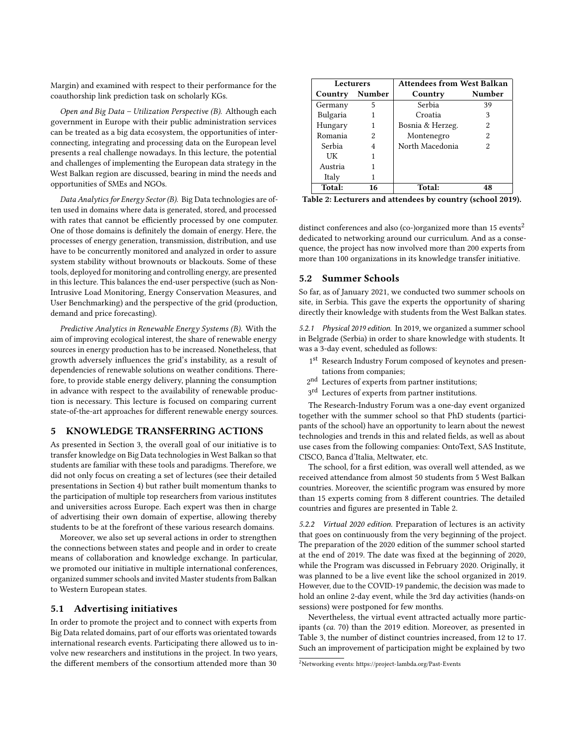Margin) and examined with respect to their performance for the coauthorship link prediction task on scholarly KGs.

*Open and Big Data – Utilization Perspective (B).* Although each government in Europe with their public administration services can be treated as a big data ecosystem, the opportunities of interconnecting, integrating and processing data on the European level presents a real challenge nowadays. In this lecture, the potential and challenges of implementing the European data strategy in the West Balkan region are discussed, bearing in mind the needs and opportunities of SMEs and NGOs.

*Data Analytics for Energy Sector (B).* Big Data technologies are often used in domains where data is generated, stored, and processed with rates that cannot be efficiently processed by one computer. One of those domains is definitely the domain of energy. Here, the processes of energy generation, transmission, distribution, and use have to be concurrently monitored and analyzed in order to assure system stability without brownouts or blackouts. Some of these tools, deployed for monitoring and controlling energy, are presented in this lecture. This balances the end-user perspective (such as Non-Intrusive Load Monitoring, Energy Conservation Measures, and User Benchmarking) and the perspective of the grid (production, demand and price forecasting).

*Predictive Analytics in Renewable Energy Systems (B).* With the aim of improving ecological interest, the share of renewable energy sources in energy production has to be increased. Nonetheless, that growth adversely influences the grid's instability, as a result of dependencies of renewable solutions on weather conditions. Therefore, to provide stable energy delivery, planning the consumption in advance with respect to the availability of renewable production is necessary. This lecture is focused on comparing current state-of-the-art approaches for different renewable energy sources.

## 5 KNOWLEDGE TRANSFERRING ACTIONS

As presented in Section 3, the overall goal of our initiative is to transfer knowledge on Big Data technologies in West Balkan so that students are familiar with these tools and paradigms. Therefore, we did not only focus on creating a set of lectures (see their detailed presentations in Section 4) but rather built momentum thanks to the participation of multiple top researchers from various institutes and universities across Europe. Each expert was then in charge of advertising their own domain of expertise, allowing thereby students to be at the forefront of these various research domains.

Moreover, we also set up several actions in order to strengthen the connections between states and people and in order to create means of collaboration and knowledge exchange. In particular, we promoted our initiative in multiple international conferences, organized summer schools and invited Master students from Balkan to Western European states.

### 5.1 Advertising initiatives

In order to promote the project and to connect with experts from Big Data related domains, part of our efforts was orientated towards international research events. Participating there allowed us to involve new researchers and institutions in the project. In two years, the different members of the consortium attended more than 30 distinct conferences and also (co-)organized more than 15 events[2] dedicated to networking around our curriculum. And as a consequence, the project has now involved more than 200 experts from more than 100 organizations in its knowledge transfer initiative.

| Lecturers | | Attendees from West Balkan | |
|---|---|---|---|
| **Country** | **Number** | **Country** | **Number** |
| Germany | 5 | Serbia | 39 |
| Bulgaria | 1 | Croatia | 3 |
| Hungary | 1 | Bosnia & Herzeg. | 2 |
| Romania | 2 | Montenegro | 2 |
| Serbia | 4 | North Macedonia | 2 |
| UK | 1 | | |
| Austria | 1 | | |
| Italy | 1 | | |
| **Total:** | **16** | **Total:** | **48** |

**Table 2: Lecturers and attendees by country (school 2019).**

### 5.2 Summer Schools

So far, as of January 2021, we conducted two summer schools on site, in Serbia. This gave the experts the opportunity of sharing directly their knowledge with students from the West Balkan states.

#### 5.2.1 *Physical 2019 edition.*

In 2019, we organized a summer school in Belgrade (Serbia) in order to share knowledge with students. It was a 3-day event, scheduled as follows:

- 1st Research Industry Forum composed of keynotes and presentations from companies;
- 2nd Lectures of experts from partner institutions;
- 3rd Lectures of experts from partner institutions.

The Research-Industry Forum was a one-day event organized together with the summer school so that PhD students (participants of the school) have an opportunity to learn about the newest technologies and trends in this and related fields, as well as about use cases from the following companies: OntoText, SAS Institute, CISCO, Banca d'Italia, Meltwater, etc.

The school, for a first edition, was overall well attended, as we received attendance from almost 50 students from 5 West Balkan countries. Moreover, the scientific program was ensured by more than 15 experts coming from 8 different countries. The detailed countries and figures are presented in Table 2.

#### 5.2.2 *Virtual 2020 edition.*

Preparation of lectures is an activity that goes on continuously from the very beginning of the project. The preparation of the 2020 edition of the summer school started at the end of 2019. The date was fixed at the beginning of 2020, while the Program was discussed in February 2020. Originally, it was planned to be a live event like the school organized in 2019. However, due to the COVID-19 pandemic, the decision was made to hold an online 2-day event, while the 3rd day activities (hands-on sessions) were postponed for few months.

Nevertheless, the virtual event attracted actually more participants (*ca.* 70) than the 2019 edition. Moreover, as presented in Table 3, the number of distinct countries increased, from 12 to 17. Such an improvement of participation might be explained by two

[2] Networking events: https://project-lambda.org/Past-Events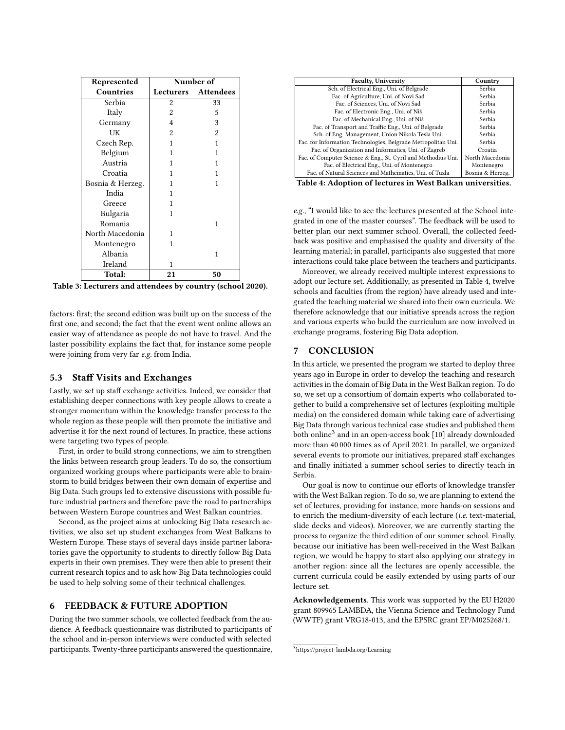| Represented Countries | Number of | |
|---|---|---|
| | Lecturers | Attendees |
| Serbia | 2 | 33 |
| Italy | 2 | 5 |
| Germany | 4 | 3 |
| UK | 2 | 2 |
| Czech Rep. | 1 | 1 |
| Belgium | 1 | 1 |
| Austria | 1 | 1 |
| Croatia | 1 | 1 |
| Bosnia & Herzeg. | 1 | 1 |
| India | 1 | |
| Greece | 1 | |
| Bulgaria | 1 | |
| Romania | | 1 |
| North Macedonia | 1 | |
| Montenegro | 1 | |
| Albania | | 1 |
| Ireland | 1 | |
| **Total:** | **21** | **50** |

**Table 3: Lecturers and attendees by country (school 2020).**

factors: first; the second edition was built up on the success of the first one, and second; the fact that the event went online allows an easier way of attendance as people do not have to travel. And the laster possibility explains the fact that, for instance some people were joining from very far *e.g.* from India.

### 5.3 Staff Visits and Exchanges

Lastly, we set up staff exchange activities. Indeed, we consider that establishing deeper connections with key people allows to create a stronger momentum within the knowledge transfer process to the whole region as these people will then promote the initiative and advertise it for the next round of lectures. In practice, these actions were targeting two types of people.

First, in order to build strong connections, we aim to strengthen the links between research group leaders. To do so, the consortium organized working groups where participants were able to brainstorm to build bridges between their own domain of expertise and Big Data. Such groups led to extensive discussions with possible future industrial partners and therefore pave the road to partnerships between Western Europe countries and West Balkan countries.

Second, as the project aims at unlocking Big Data research activities, we also set up student exchanges from West Balkans to Western Europe. These stays of several days inside partner laboratories gave the opportunity to students to directly follow Big Data experts in their own premises. They were then able to present their current research topics and to ask how Big Data technologies could be used to help solving some of their technical challenges.

## 6 FEEDBACK & FUTURE ADOPTION

During the two summer schools, we collected feedback from the audience. A feedback questionnaire was distributed to participants of the school and in-person interviews were conducted with selected participants. Twenty-three participants answered the questionnaire,

| Faculty, University | Country |
|---|---|
| Sch. of Electrical Eng., Uni. of Belgrade | Serbia |
| Fac. of Agriculture, Uni. of Novi Sad | Serbia |
| Fac. of Sciences, Uni. of Novi Sad | Serbia |
| Fac. of Electronic Eng., Uni. of Niš | Serbia |
| Fac. of Mechanical Eng., Uni. of Niš | Serbia |
| Fac. of Transport and Traffic Eng., Uni. of Belgrade | Serbia |
| Sch. of Eng. Management, Union Nikola Tesla Uni. | Serbia |
| Fac. for Information Technologies, Belgrade Metropolitan Uni. | Serbia |
| Fac. of Organization and Informatics, Uni. of Zagreb | Croatia |
| Fac. of Computer Science & Eng., St. Cyril and Methodius Uni. | North Macedonia |
| Fac. of Electrical Eng., Uni. of Montenegro | Montenegro |
| Fac. of Natural Sciences and Mathematics, Uni. of Tuzla | Bosnia & Herzeg. |

**Table 4: Adoption of lectures in West Balkan universities.**

*e.g.*, "I would like to see the lectures presented at the School integrated in one of the master courses". The feedback will be used to better plan our next summer school. Overall, the collected feedback was positive and emphasised the quality and diversity of the learning material; in parallel, participants also suggested that more interactions could take place between the teachers and participants.

Moreover, we already received multiple interest expressions to adopt our lecture set. Additionally, as presented in Table 4, twelve schools and faculties (from the region) have already used and integrated the teaching material we shared into their own curricula. We therefore acknowledge that our initiative spreads across the region and various experts who build the curriculum are now involved in exchange programs, fostering Big Data adoption.

## 7 CONCLUSION

In this article, we presented the program we started to deploy three years ago in Europe in order to develop the teaching and research activities in the domain of Big Data in the West Balkan region. To do so, we set up a consortium of domain experts who collaborated together to build a comprehensive set of lectures (exploiting multiple media) on the considered domain while taking care of advertising Big Data through various technical case studies and published them both online[3] and in an open-access book [10] already downloaded more than 40 000 times as of April 2021. In parallel, we organized several events to promote our initiatives, prepared staff exchanges and finally initiated a summer school series to directly teach in Serbia.

Our goal is now to continue our efforts of knowledge transfer with the West Balkan region. To do so, we are planning to extend the set of lectures, providing for instance, more hands-on sessions and to enrich the medium-diversity of each lecture (*i.e.* text-material, slide decks and videos). Moreover, we are currently starting the process to organize the third edition of our summer school. Finally, because our initiative has been well-received in the West Balkan region, we would be happy to start also applying our strategy in another region: since all the lectures are openly accessible, the current curricula could be easily extended by using parts of our lecture set.

**Acknowledgements**. This work was supported by the EU H2020 grant 809965 LAMBDA, the Vienna Science and Technology Fund (WWTF) grant VRG18-013, and the EPSRC grant EP/M025268/1.

[3] https://project-lambda.org/Learning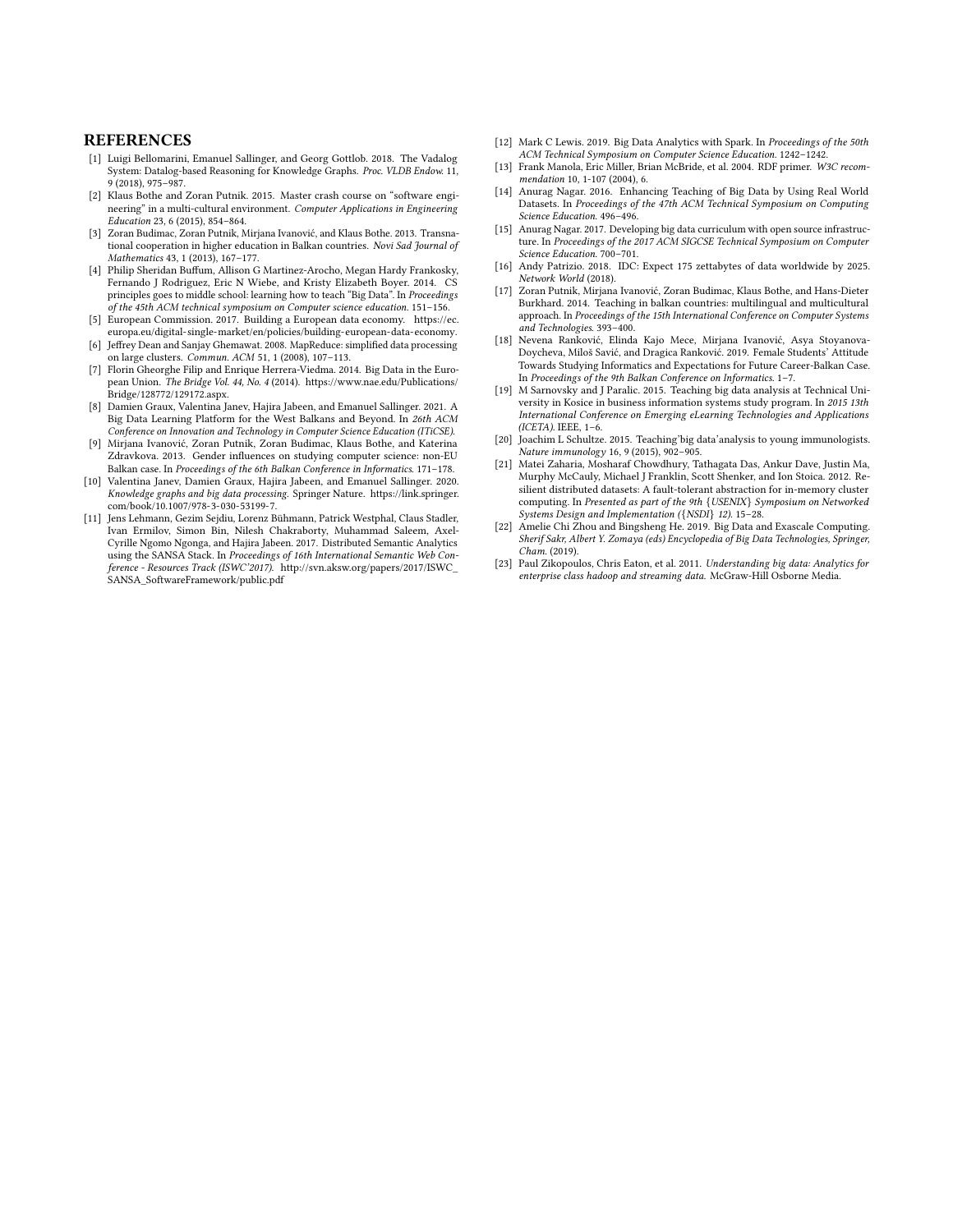## REFERENCES

- [1] Luigi Bellomarini, Emanuel Sallinger, and Georg Gottlob. 2018. The Vadalog System: Datalog-based Reasoning for Knowledge Graphs. *Proc. VLDB Endow.* 11, 9 (2018), 975–987.
- [2] Klaus Bothe and Zoran Putnik. 2015. Master crash course on "software engineering" in a multi-cultural environment. *Computer Applications in Engineering Education* 23, 6 (2015), 854–864.
- [3] Zoran Budimac, Zoran Putnik, Mirjana Ivanović, and Klaus Bothe. 2013. Transnational cooperation in higher education in Balkan countries. *Novi Sad Journal of Mathematics* 43, 1 (2013), 167–177.
- [4] Philip Sheridan Buffum, Allison G Martinez-Arocho, Megan Hardy Frankosky, Fernando J Rodriguez, Eric N Wiebe, and Kristy Elizabeth Boyer. 2014. CS principles goes to middle school: learning how to teach "Big Data". In *Proceedings of the 45th ACM technical symposium on Computer science education*. 151–156.
- [5] European Commission. 2017. Building a European data economy. https://ec.europa.eu/digital-single-market/en/policies/building-european-data-economy.
- [6] Jeffrey Dean and Sanjay Ghemawat. 2008. MapReduce: simplified data processing on large clusters. *Commun. ACM* 51, 1 (2008), 107–113.
- [7] Florin Gheorghe Filip and Enrique Herrera-Viedma. 2014. Big Data in the European Union. *The Bridge Vol. 44, No. 4* (2014). https://www.nae.edu/Publications/Bridge/128772/129172.aspx.
- [8] Damien Graux, Valentina Janev, Hajira Jabeen, and Emanuel Sallinger. 2021. A Big Data Learning Platform for the West Balkans and Beyond. In *26th ACM Conference on Innovation and Technology in Computer Science Education (ITiCSE)*.
- [9] Mirjana Ivanović, Zoran Putnik, Zoran Budimac, Klaus Bothe, and Katerina Zdravkova. 2013. Gender influences on studying computer science: non-EU Balkan case. In *Proceedings of the 6th Balkan Conference in Informatics*. 171–178.
- [10] Valentina Janev, Damien Graux, Hajira Jabeen, and Emanuel Sallinger. 2020. *Knowledge graphs and big data processing*. Springer Nature. https://link.springer.com/book/10.1007/978-3-030-53199-7.
- [11] Jens Lehmann, Gezim Sejdiu, Lorenz Bühmann, Patrick Westphal, Claus Stadler, Ivan Ermilov, Simon Bin, Nilesh Chakraborty, Muhammad Saleem, Axel-Cyrille Ngomo Ngonga, and Hajira Jabeen. 2017. Distributed Semantic Analytics using the SANSA Stack. In *Proceedings of 16th International Semantic Web Conference - Resources Track (ISWC'2017)*. http://svn.aksw.org/papers/2017/ISWC_SANSA_SoftwareFramework/public.pdf
- [12] Mark C Lewis. 2019. Big Data Analytics with Spark. In *Proceedings of the 50th ACM Technical Symposium on Computer Science Education*. 1242–1242.
- [13] Frank Manola, Eric Miller, Brian McBride, et al. 2004. RDF primer. *W3C recommendation* 10, 1-107 (2004), 6.
- [14] Anurag Nagar. 2016. Enhancing Teaching of Big Data by Using Real World Datasets. In *Proceedings of the 47th ACM Technical Symposium on Computing Science Education*. 496–496.
- [15] Anurag Nagar. 2017. Developing big data curriculum with open source infrastructure. In *Proceedings of the 2017 ACM SIGCSE Technical Symposium on Computer Science Education*. 700–701.
- [16] Andy Patrizio. 2018. IDC: Expect 175 zettabytes of data worldwide by 2025. *Network World* (2018).
- [17] Zoran Putnik, Mirjana Ivanović, Zoran Budimac, Klaus Bothe, and Hans-Dieter Burkhard. 2014. Teaching in balkan countries: multilingual and multicultural approach. In *Proceedings of the 15th International Conference on Computer Systems and Technologies*. 393–400.
- [18] Nevena Ranković, Elinda Kajo Mece, Mirjana Ivanović, Asya Stoyanova-Doycheva, Miloš Savić, and Dragica Ranković. 2019. Female Students' Attitude Towards Studying Informatics and Expectations for Future Career-Balkan Case. In *Proceedings of the 9th Balkan Conference on Informatics*. 1–7.
- [19] M Sarnovsky and J Paralic. 2015. Teaching big data analysis at Technical University in Kosice in business information systems study program. In *2015 13th International Conference on Emerging eLearning Technologies and Applications (ICETA)*. IEEE, 1–6.
- [20] Joachim L Schultze. 2015. Teaching'big data'analysis to young immunologists. *Nature immunology* 16, 9 (2015), 902–905.
- [21] Matei Zaharia, Mosharaf Chowdhury, Tathagata Das, Ankur Dave, Justin Ma, Murphy McCauly, Michael J Franklin, Scott Shenker, and Ion Stoica. 2012. Resilient distributed datasets: A fault-tolerant abstraction for in-memory cluster computing. In *Presented as part of the 9th {USENIX} Symposium on Networked Systems Design and Implementation ({NSDI} 12)*. 15–28.
- [22] Amelie Chi Zhou and Bingsheng He. 2019. Big Data and Exascale Computing. *Sherif Sakr, Albert Y. Zomaya (eds) Encyclopedia of Big Data Technologies, Springer, Cham.* (2019).
- [23] Paul Zikopoulos, Chris Eaton, et al. 2011. *Understanding big data: Analytics for enterprise class hadoop and streaming data*. McGraw-Hill Osborne Media.